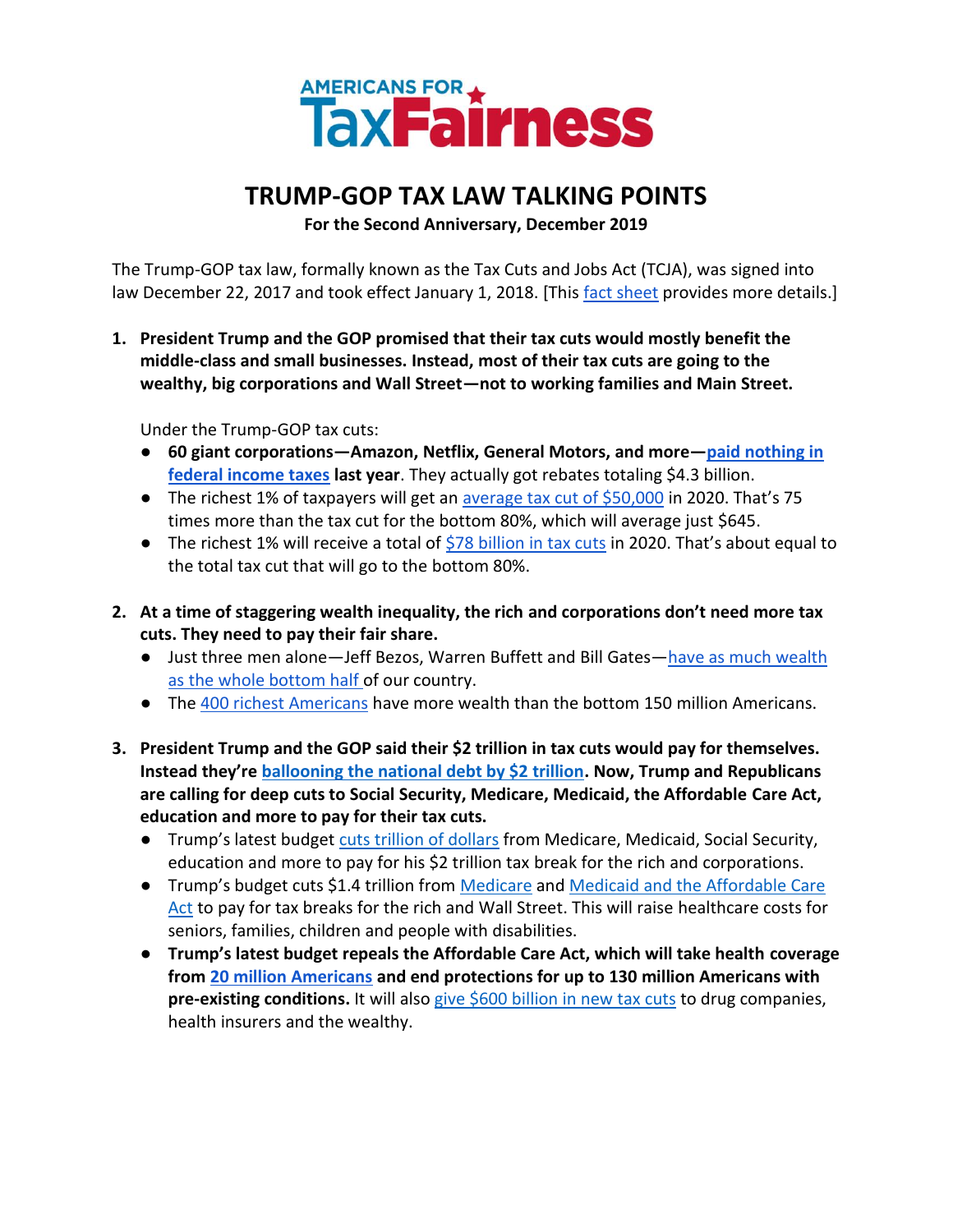AMERICANS FOR TaxFairness

# TRUMP-GOP TAX LAW TALKING POINTS

**For the Second Anniversary, December 2019**

The Trump-GOP tax law, formally known as the Tax Cuts and Jobs Act (TCJA), was signed into law December 22, 2017 and took effect January 1, 2018. [This fact sheet provides more details.]

1. **President Trump and the GOP promised that their tax cuts would mostly benefit the middle-class and small businesses. Instead, most of their tax cuts are going to the wealthy, big corporations and Wall Street—not to working families and Main Street.**

   Under the Trump-GOP tax cuts:

   - **60 giant corporations—Amazon, Netflix, General Motors, and more—paid nothing in federal income taxes last year**. They actually got rebates totaling $4.3 billion.
   - The richest 1% of taxpayers will get an average tax cut of $50,000 in 2020. That's 75 times more than the tax cut for the bottom 80%, which will average just $645.
   - The richest 1% will receive a total of $78 billion in tax cuts in 2020. That's about equal to the total tax cut that will go to the bottom 80%.

2. **At a time of staggering wealth inequality, the rich and corporations don't need more tax cuts. They need to pay their fair share.**
   - Just three men alone—Jeff Bezos, Warren Buffett and Bill Gates—have as much wealth as the whole bottom half of our country.
   - The 400 richest Americans have more wealth than the bottom 150 million Americans.

3. **President Trump and the GOP said their $2 trillion in tax cuts would pay for themselves. Instead they're ballooning the national debt by $2 trillion. Now, Trump and Republicans are calling for deep cuts to Social Security, Medicare, Medicaid, the Affordable Care Act, education and more to pay for their tax cuts.**
   - Trump's latest budget cuts trillion of dollars from Medicare, Medicaid, Social Security, education and more to pay for his $2 trillion tax break for the rich and corporations.
   - Trump's budget cuts $1.4 trillion from Medicare and Medicaid and the Affordable Care Act to pay for tax breaks for the rich and Wall Street. This will raise healthcare costs for seniors, families, children and people with disabilities.
   - **Trump's latest budget repeals the Affordable Care Act, which will take health coverage from 20 million Americans and end protections for up to 130 million Americans with pre-existing conditions.** It will also give $600 billion in new tax cuts to drug companies, health insurers and the wealthy.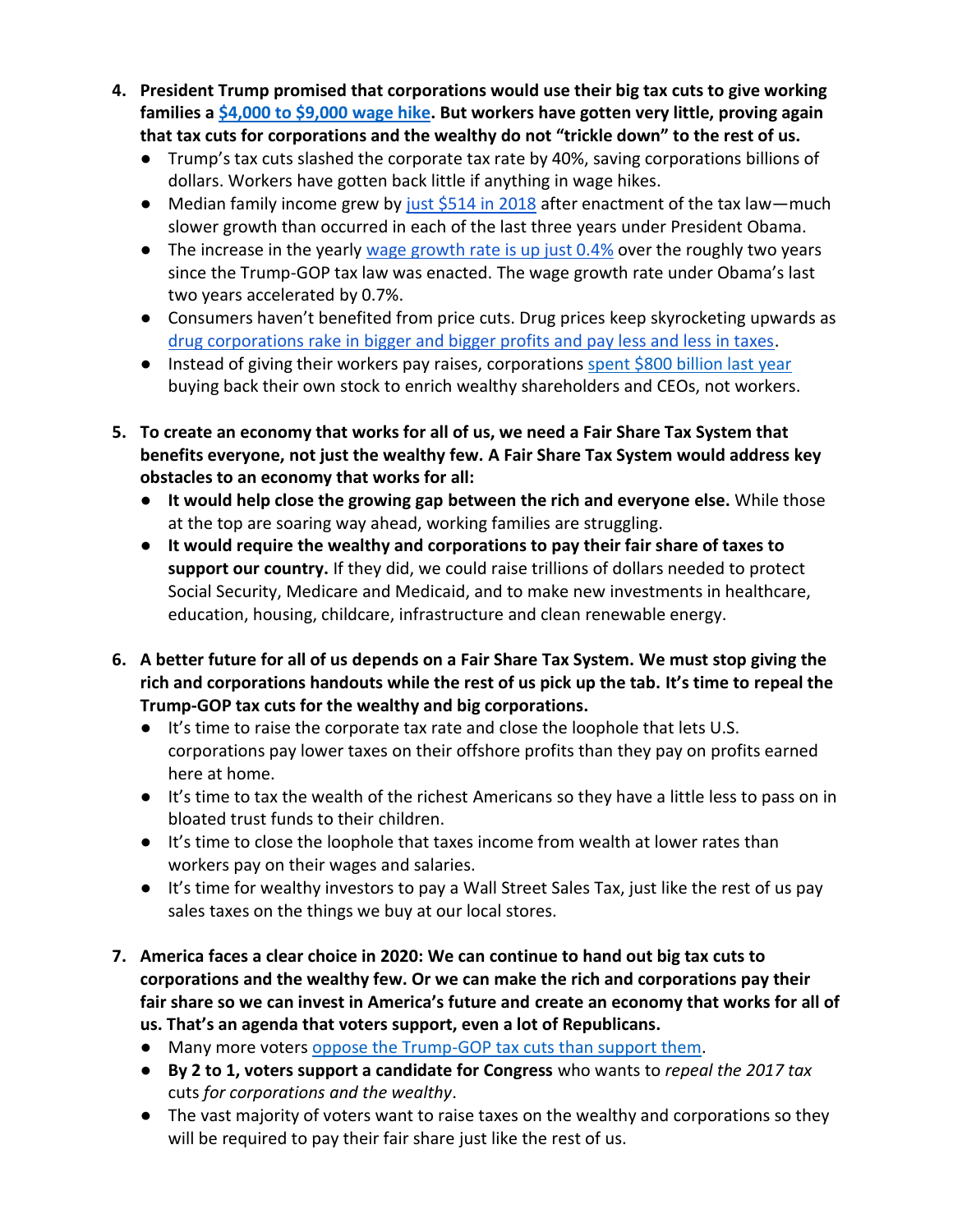4. **President Trump promised that corporations would use their big tax cuts to give working families a $4,000 to $9,000 wage hike. But workers have gotten very little, proving again that tax cuts for corporations and the wealthy do not "trickle down" to the rest of us.**
   - Trump's tax cuts slashed the corporate tax rate by 40%, saving corporations billions of dollars. Workers have gotten back little if anything in wage hikes.
   - Median family income grew by just $514 in 2018 after enactment of the tax law—much slower growth than occurred in each of the last three years under President Obama.
   - The increase in the yearly wage growth rate is up just 0.4% over the roughly two years since the Trump-GOP tax law was enacted. The wage growth rate under Obama's last two years accelerated by 0.7%.
   - Consumers haven't benefited from price cuts. Drug prices keep skyrocketing upwards as drug corporations rake in bigger and bigger profits and pay less and less in taxes.
   - Instead of giving their workers pay raises, corporations spent $800 billion last year buying back their own stock to enrich wealthy shareholders and CEOs, not workers.

5. **To create an economy that works for all of us, we need a Fair Share Tax System that benefits everyone, not just the wealthy few. A Fair Share Tax System would address key obstacles to an economy that works for all:**
   - **It would help close the growing gap between the rich and everyone else.** While those at the top are soaring way ahead, working families are struggling.
   - **It would require the wealthy and corporations to pay their fair share of taxes to support our country.** If they did, we could raise trillions of dollars needed to protect Social Security, Medicare and Medicaid, and to make new investments in healthcare, education, housing, childcare, infrastructure and clean renewable energy.

6. **A better future for all of us depends on a Fair Share Tax System. We must stop giving the rich and corporations handouts while the rest of us pick up the tab. It's time to repeal the Trump-GOP tax cuts for the wealthy and big corporations.**
   - It's time to raise the corporate tax rate and close the loophole that lets U.S. corporations pay lower taxes on their offshore profits than they pay on profits earned here at home.
   - It's time to tax the wealth of the richest Americans so they have a little less to pass on in bloated trust funds to their children.
   - It's time to close the loophole that taxes income from wealth at lower rates than workers pay on their wages and salaries.
   - It's time for wealthy investors to pay a Wall Street Sales Tax, just like the rest of us pay sales taxes on the things we buy at our local stores.

7. **America faces a clear choice in 2020: We can continue to hand out big tax cuts to corporations and the wealthy few. Or we can make the rich and corporations pay their fair share so we can invest in America's future and create an economy that works for all of us. That's an agenda that voters support, even a lot of Republicans.**
   - Many more voters oppose the Trump-GOP tax cuts than support them.
   - **By 2 to 1, voters support a candidate for Congress** who wants to *repeal the 2017 tax* cuts *for corporations and the wealthy*.
   - The vast majority of voters want to raise taxes on the wealthy and corporations so they will be required to pay their fair share just like the rest of us.